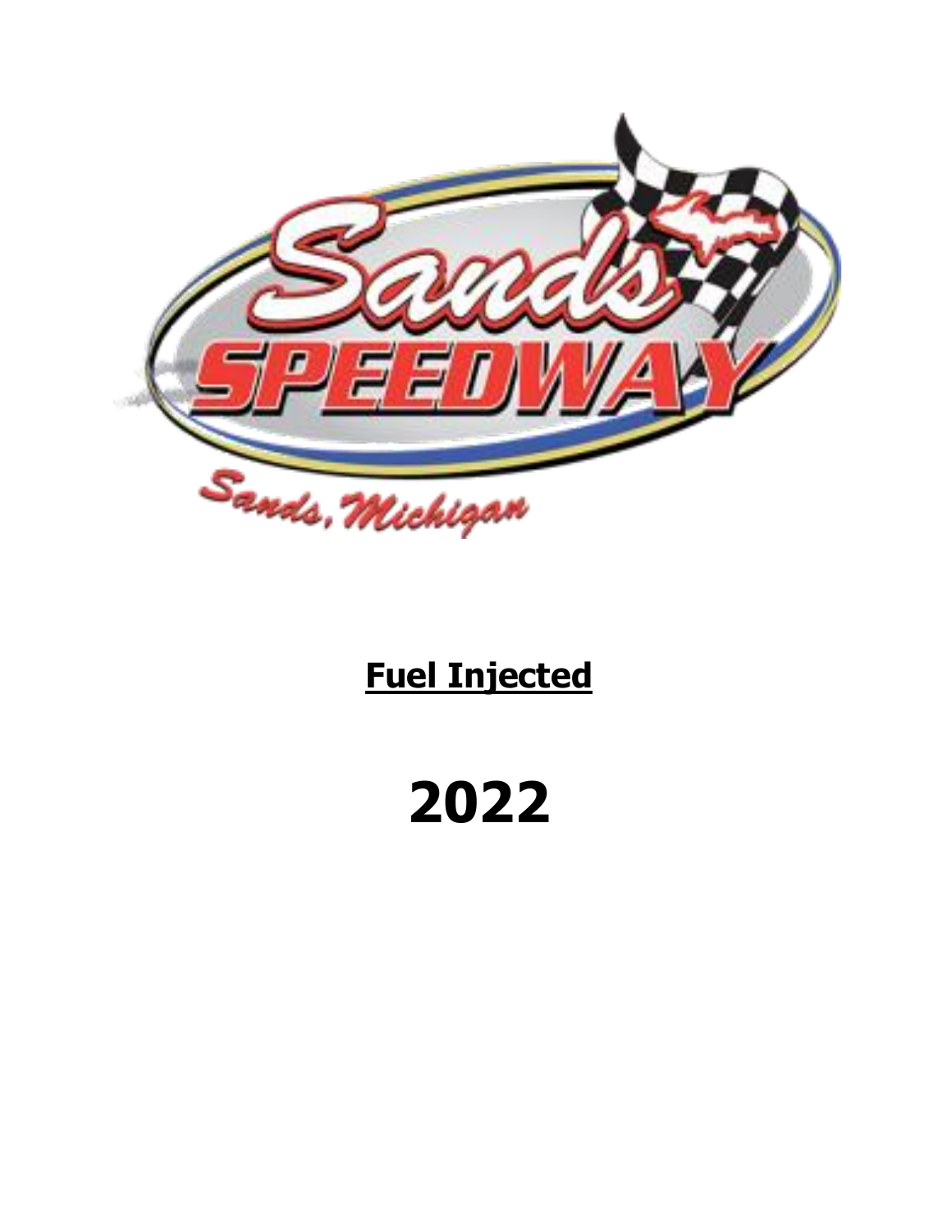Sands Speedway

Sands, Michigan

**Fuel Injected**

# 2022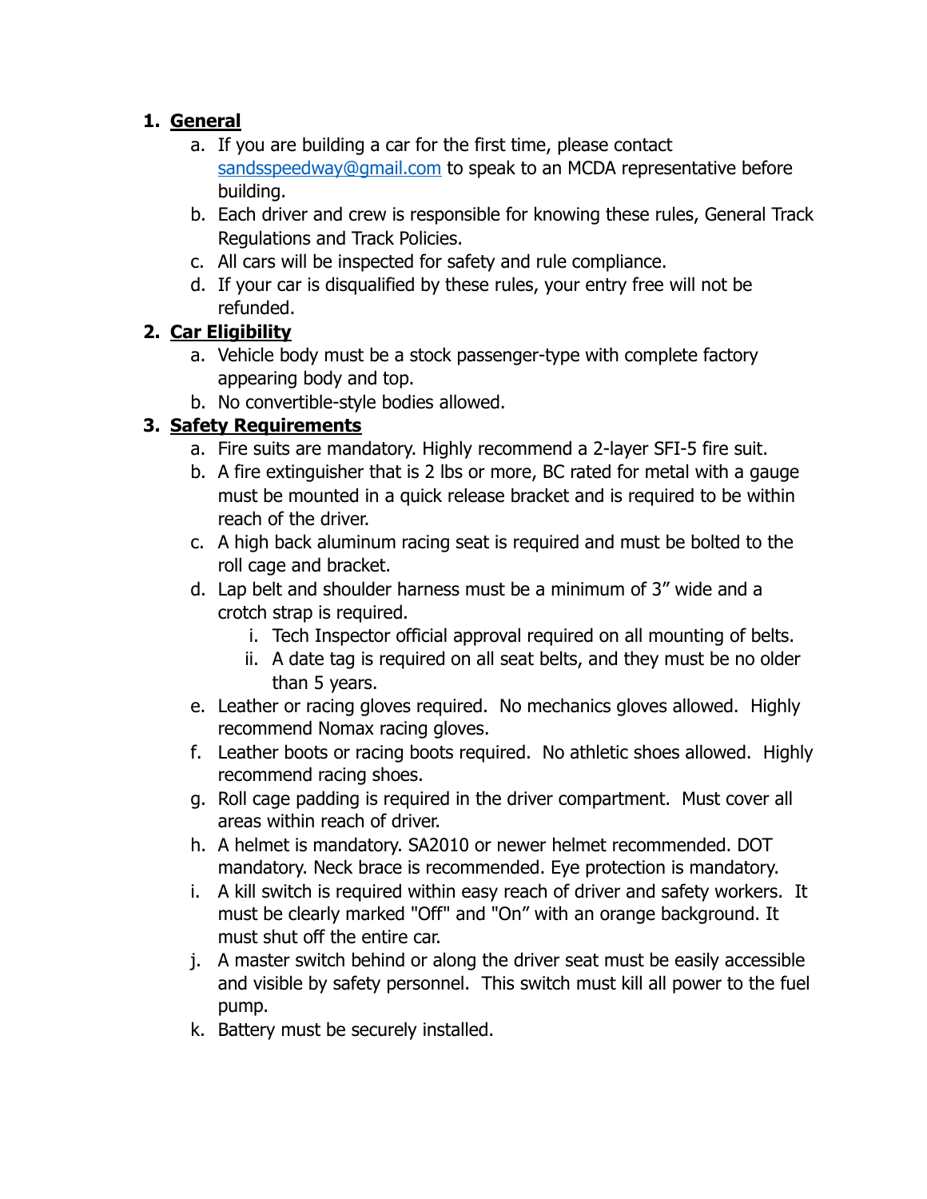1. **General**
    a. If you are building a car for the first time, please contact sandsspeedway@gmail.com to speak to an MCDA representative before building.
    b. Each driver and crew is responsible for knowing these rules, General Track Regulations and Track Policies.
    c. All cars will be inspected for safety and rule compliance.
    d. If your car is disqualified by these rules, your entry free will not be refunded.
2. **Car Eligibility**
    a. Vehicle body must be a stock passenger-type with complete factory appearing body and top.
    b. No convertible-style bodies allowed.
3. **Safety Requirements**
    a. Fire suits are mandatory. Highly recommend a 2-layer SFI-5 fire suit.
    b. A fire extinguisher that is 2 lbs or more, BC rated for metal with a gauge must be mounted in a quick release bracket and is required to be within reach of the driver.
    c. A high back aluminum racing seat is required and must be bolted to the roll cage and bracket.
    d. Lap belt and shoulder harness must be a minimum of 3" wide and a crotch strap is required.
        i. Tech Inspector official approval required on all mounting of belts.
        ii. A date tag is required on all seat belts, and they must be no older than 5 years.
    e. Leather or racing gloves required. No mechanics gloves allowed. Highly recommend Nomax racing gloves.
    f. Leather boots or racing boots required. No athletic shoes allowed. Highly recommend racing shoes.
    g. Roll cage padding is required in the driver compartment. Must cover all areas within reach of driver.
    h. A helmet is mandatory. SA2010 or newer helmet recommended. DOT mandatory. Neck brace is recommended. Eye protection is mandatory.
    i. A kill switch is required within easy reach of driver and safety workers. It must be clearly marked "Off" and "On" with an orange background. It must shut off the entire car.
    j. A master switch behind or along the driver seat must be easily accessible and visible by safety personnel. This switch must kill all power to the fuel pump.
    k. Battery must be securely installed.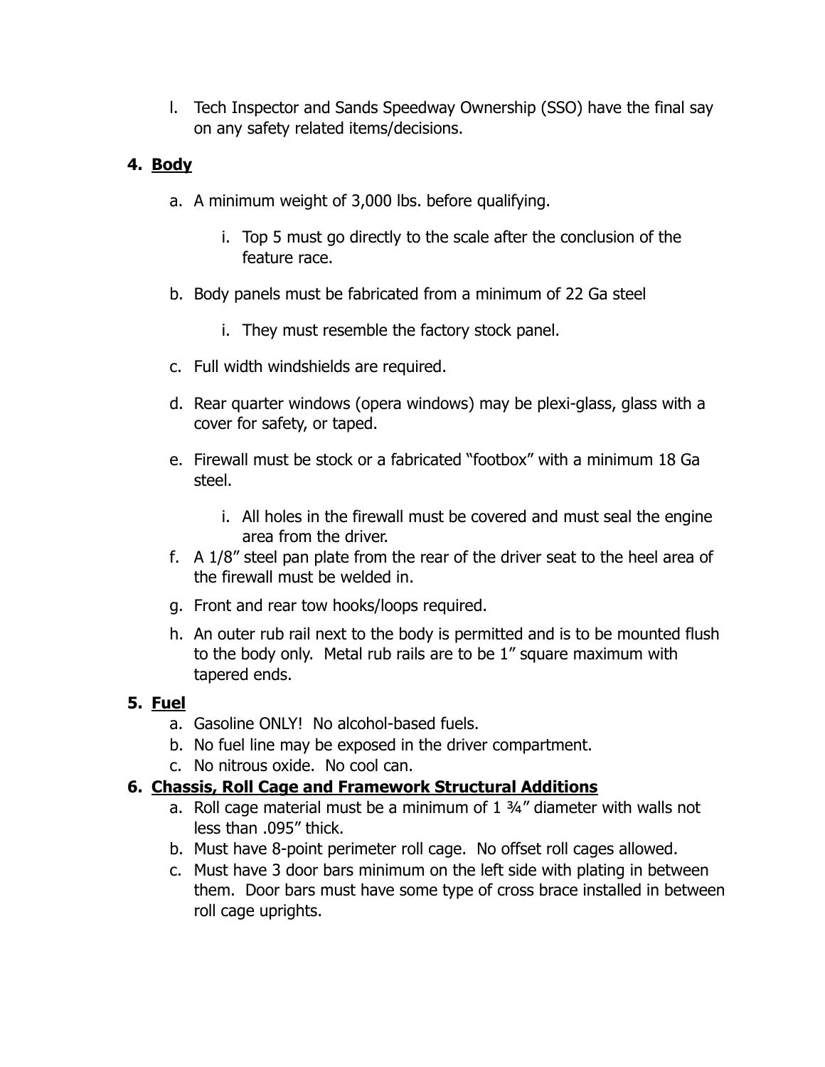l. Tech Inspector and Sands Speedway Ownership (SSO) have the final say on any safety related items/decisions.

**4. <u>Body</u>**

a. A minimum weight of 3,000 lbs. before qualifying.

  i. Top 5 must go directly to the scale after the conclusion of the feature race.

b. Body panels must be fabricated from a minimum of 22 Ga steel

  i. They must resemble the factory stock panel.

c. Full width windshields are required.

d. Rear quarter windows (opera windows) may be plexi-glass, glass with a cover for safety, or taped.

e. Firewall must be stock or a fabricated "footbox" with a minimum 18 Ga steel.

  i. All holes in the firewall must be covered and must seal the engine area from the driver.

f. A 1/8" steel pan plate from the rear of the driver seat to the heel area of the firewall must be welded in.

g. Front and rear tow hooks/loops required.

h. An outer rub rail next to the body is permitted and is to be mounted flush to the body only. Metal rub rails are to be 1" square maximum with tapered ends.

**5. <u>Fuel</u>**

a. Gasoline ONLY! No alcohol-based fuels.
b. No fuel line may be exposed in the driver compartment.
c. No nitrous oxide. No cool can.

**6. <u>Chassis, Roll Cage and Framework Structural Additions</u>**

a. Roll cage material must be a minimum of 1 ¾" diameter with walls not less than .095" thick.
b. Must have 8-point perimeter roll cage. No offset roll cages allowed.
c. Must have 3 door bars minimum on the left side with plating in between them. Door bars must have some type of cross brace installed in between roll cage uprights.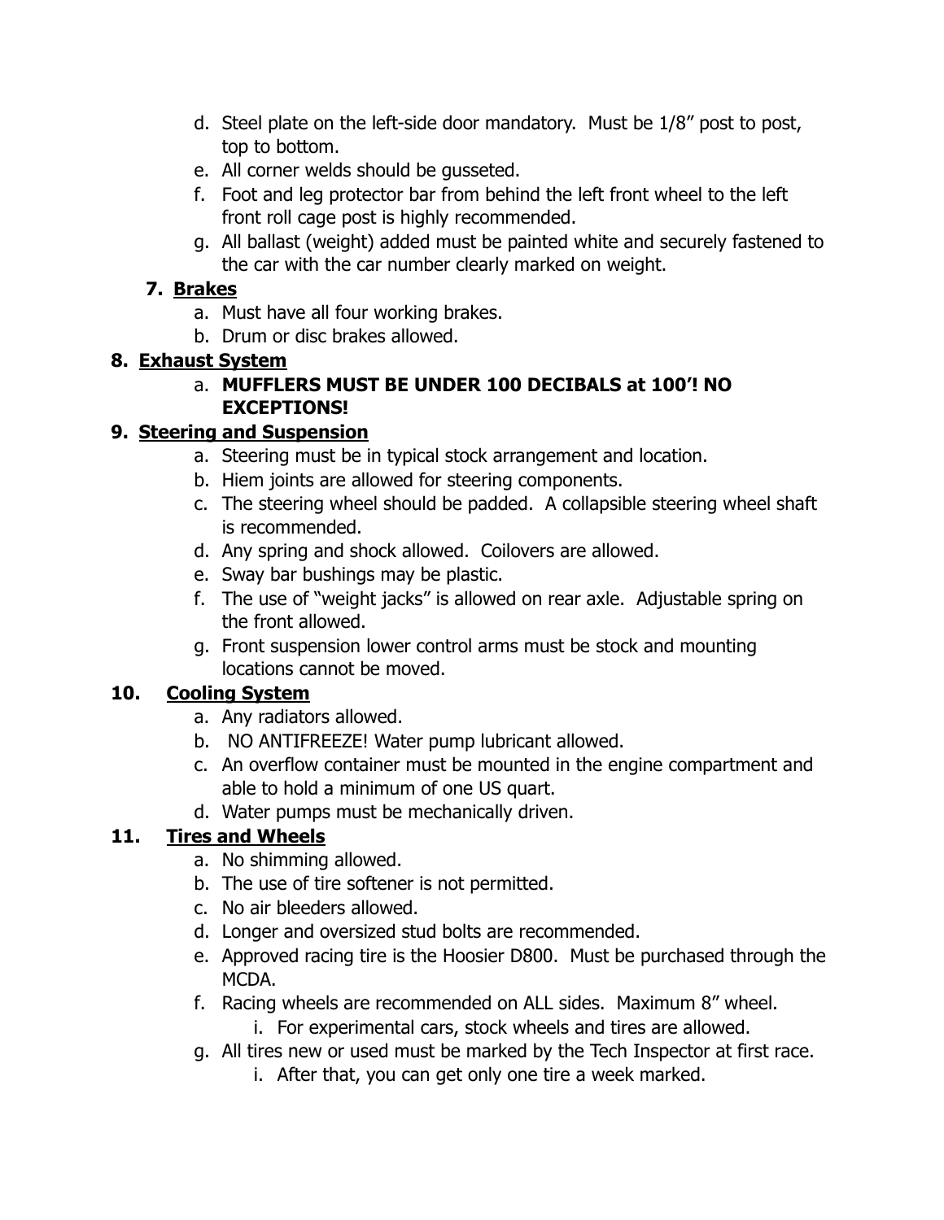d. Steel plate on the left-side door mandatory. Must be 1/8" post to post, top to bottom.
e. All corner welds should be gusseted.
f. Foot and leg protector bar from behind the left front wheel to the left front roll cage post is highly recommended.
g. All ballast (weight) added must be painted white and securely fastened to the car with the car number clearly marked on weight.

7. **Brakes**
   a. Must have all four working brakes.
   b. Drum or disc brakes allowed.

8. **Exhaust System**
   a. **MUFFLERS MUST BE UNDER 100 DECIBALS at 100'! NO EXCEPTIONS!**

9. **Steering and Suspension**
   a. Steering must be in typical stock arrangement and location.
   b. Hiem joints are allowed for steering components.
   c. The steering wheel should be padded. A collapsible steering wheel shaft is recommended.
   d. Any spring and shock allowed. Coilovers are allowed.
   e. Sway bar bushings may be plastic.
   f. The use of "weight jacks" is allowed on rear axle. Adjustable spring on the front allowed.
   g. Front suspension lower control arms must be stock and mounting locations cannot be moved.

10. **Cooling System**
    a. Any radiators allowed.
    b. NO ANTIFREEZE! Water pump lubricant allowed.
    c. An overflow container must be mounted in the engine compartment and able to hold a minimum of one US quart.
    d. Water pumps must be mechanically driven.

11. **Tires and Wheels**
    a. No shimming allowed.
    b. The use of tire softener is not permitted.
    c. No air bleeders allowed.
    d. Longer and oversized stud bolts are recommended.
    e. Approved racing tire is the Hoosier D800. Must be purchased through the MCDA.
    f. Racing wheels are recommended on ALL sides. Maximum 8" wheel.
       i. For experimental cars, stock wheels and tires are allowed.
    g. All tires new or used must be marked by the Tech Inspector at first race.
       i. After that, you can get only one tire a week marked.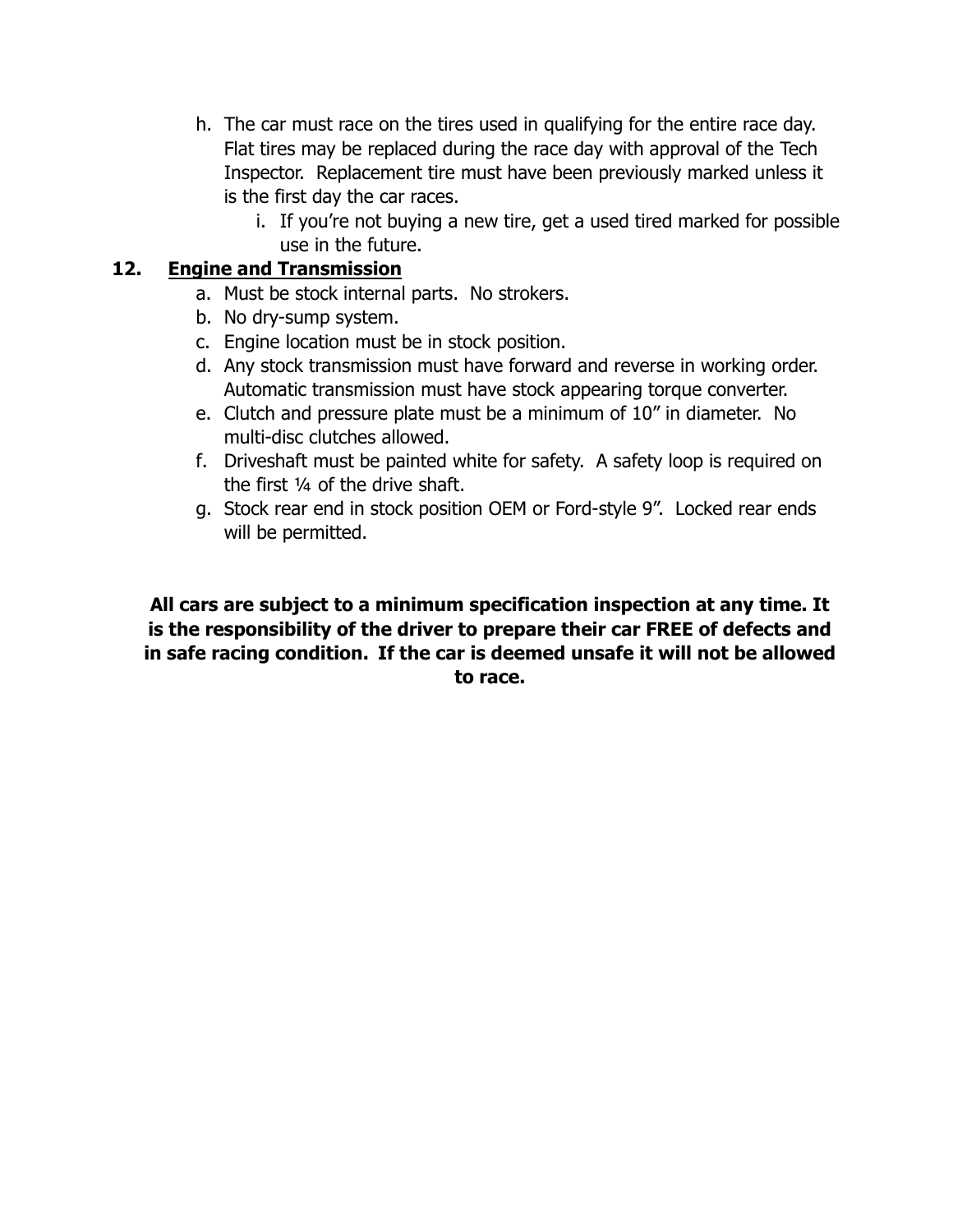h. The car must race on the tires used in qualifying for the entire race day. Flat tires may be replaced during the race day with approval of the Tech Inspector. Replacement tire must have been previously marked unless it is the first day the car races.
   i. If you're not buying a new tire, get a used tired marked for possible use in the future.

**12. <u>Engine and Transmission</u>**

a. Must be stock internal parts. No strokers.
b. No dry-sump system.
c. Engine location must be in stock position.
d. Any stock transmission must have forward and reverse in working order. Automatic transmission must have stock appearing torque converter.
e. Clutch and pressure plate must be a minimum of 10" in diameter. No multi-disc clutches allowed.
f. Driveshaft must be painted white for safety. A safety loop is required on the first ¼ of the drive shaft.
g. Stock rear end in stock position OEM or Ford-style 9". Locked rear ends will be permitted.

**All cars are subject to a minimum specification inspection at any time. It is the responsibility of the driver to prepare their car FREE of defects and in safe racing condition. If the car is deemed unsafe it will not be allowed to race.**